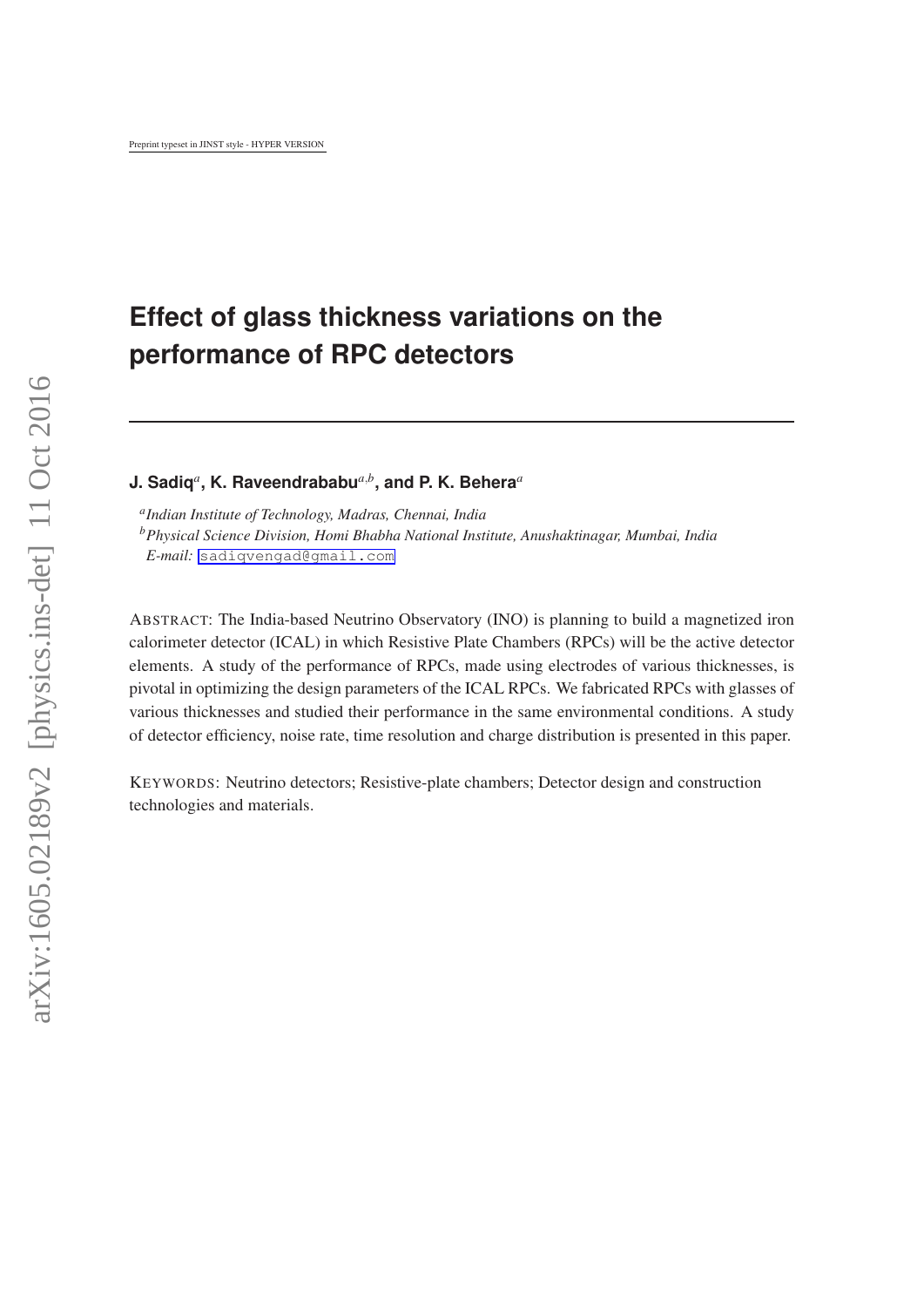Preprint typeset in JINST style - HYPER VERSION

# Effect of glass thickness variations on the performance of RPC detectors

**J. Sadiq**[a]**, K. Raveendrababu**[a,b]**, and P. K. Behera**[a]

[a]*Indian Institute of Technology, Madras, Chennai, India*
[b]*Physical Science Division, Homi Bhabha National Institute, Anushaktinagar, Mumbai, India*
*E-mail:* sadiqvengad@gmail.com

ABSTRACT: The India-based Neutrino Observatory (INO) is planning to build a magnetized iron calorimeter detector (ICAL) in which Resistive Plate Chambers (RPCs) will be the active detector elements. A study of the performance of RPCs, made using electrodes of various thicknesses, is pivotal in optimizing the design parameters of the ICAL RPCs. We fabricated RPCs with glasses of various thicknesses and studied their performance in the same environmental conditions. A study of detector efficiency, noise rate, time resolution and charge distribution is presented in this paper.

KEYWORDS: Neutrino detectors; Resistive-plate chambers; Detector design and construction technologies and materials.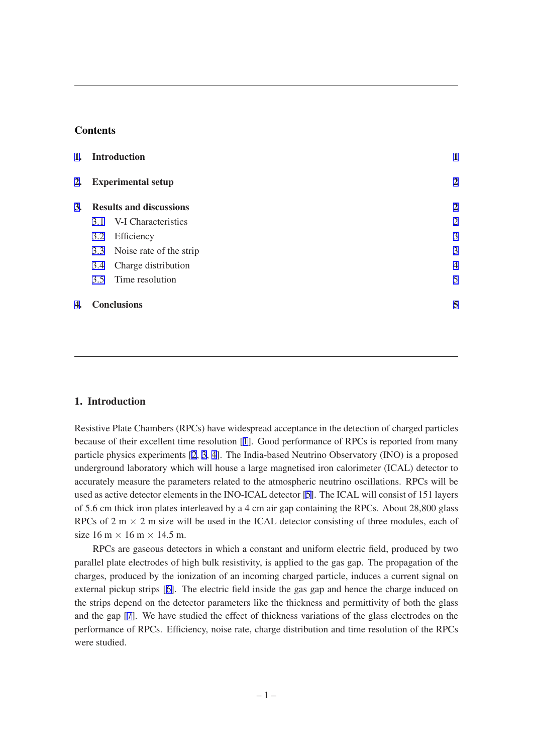## Contents

| | | |
|---|---|---|
| **1. Introduction** | | **1** |
| **2. Experimental setup** | | **2** |
| **3. Results and discussions** | | **2** |
| 3.1 | V-I Characteristics | 2 |
| 3.2 | Efficiency | 3 |
| 3.3 | Noise rate of the strip | 3 |
| 3.4 | Charge distribution | 4 |
| 3.5 | Time resolution | 5 |
| **4. Conclusions** | | **5** |

## 1. Introduction

Resistive Plate Chambers (RPCs) have widespread acceptance in the detection of charged particles because of their excellent time resolution [1]. Good performance of RPCs is reported from many particle physics experiments [2, 3, 4]. The India-based Neutrino Observatory (INO) is a proposed underground laboratory which will house a large magnetised iron calorimeter (ICAL) detector to accurately measure the parameters related to the atmospheric neutrino oscillations. RPCs will be used as active detector elements in the INO-ICAL detector [5]. The ICAL will consist of 151 layers of 5.6 cm thick iron plates interleaved by a 4 cm air gap containing the RPCs. About 28,800 glass RPCs of 2 m $\times$ 2 m size will be used in the ICAL detector consisting of three modules, each of size 16 m $\times$ 16 m $\times$ 14.5 m.

RPCs are gaseous detectors in which a constant and uniform electric field, produced by two parallel plate electrodes of high bulk resistivity, is applied to the gas gap. The propagation of the charges, produced by the ionization of an incoming charged particle, induces a current signal on external pickup strips [6]. The electric field inside the gas gap and hence the charge induced on the strips depend on the detector parameters like the thickness and permittivity of both the glass and the gap [7]. We have studied the effect of thickness variations of the glass electrodes on the performance of RPCs. Efficiency, noise rate, charge distribution and time resolution of the RPCs were studied.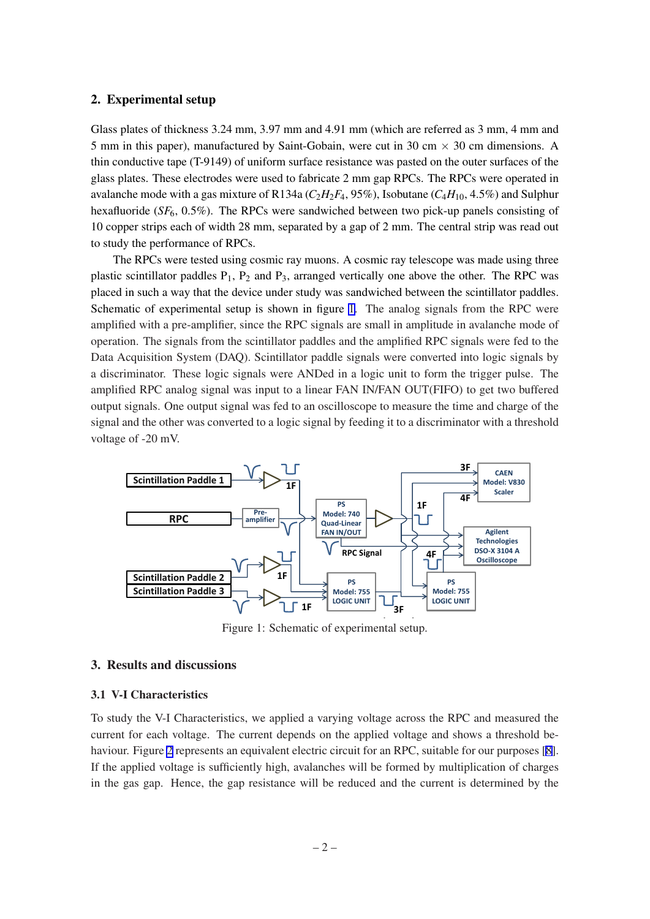## 2. Experimental setup

Glass plates of thickness 3.24 mm, 3.97 mm and 4.91 mm (which are referred as 3 mm, 4 mm and 5 mm in this paper), manufactured by Saint-Gobain, were cut in 30 cm × 30 cm dimensions. A thin conductive tape (T-9149) of uniform surface resistance was pasted on the outer surfaces of the glass plates. These electrodes were used to fabricate 2 mm gap RPCs. The RPCs were operated in avalanche mode with a gas mixture of R134a ($C_2H_2F_4$, 95%), Isobutane ($C_4H_{10}$, 4.5%) and Sulphur hexafluoride ($SF_6$, 0.5%). The RPCs were sandwiched between two pick-up panels consisting of 10 copper strips each of width 28 mm, separated by a gap of 2 mm. The central strip was read out to study the performance of RPCs.

The RPCs were tested using cosmic ray muons. A cosmic ray telescope was made using three plastic scintillator paddles $P_1$, $P_2$ and $P_3$, arranged vertically one above the other. The RPC was placed in such a way that the device under study was sandwiched between the scintillator paddles. Schematic of experimental setup is shown in figure 1. The analog signals from the RPC were amplified with a pre-amplifier, since the RPC signals are small in amplitude in avalanche mode of operation. The signals from the scintillator paddles and the amplified RPC signals were fed to the Data Acquisition System (DAQ). Scintillator paddle signals were converted into logic signals by a discriminator. These logic signals were ANDed in a logic unit to form the trigger pulse. The amplified RPC analog signal was input to a linear FAN IN/FAN OUT(FIFO) to get two buffered output signals. One output signal was fed to an oscilloscope to measure the time and charge of the signal and the other was converted to a logic signal by feeding it to a discriminator with a threshold voltage of -20 mV.

Figure 1: Schematic of experimental setup.

## 3. Results and discussions

### 3.1 V-I Characteristics

To study the V-I Characteristics, we applied a varying voltage across the RPC and measured the current for each voltage. The current depends on the applied voltage and shows a threshold behaviour. Figure 2 represents an equivalent electric circuit for an RPC, suitable for our purposes [8]. If the applied voltage is sufficiently high, avalanches will be formed by multiplication of charges in the gas gap. Hence, the gap resistance will be reduced and the current is determined by the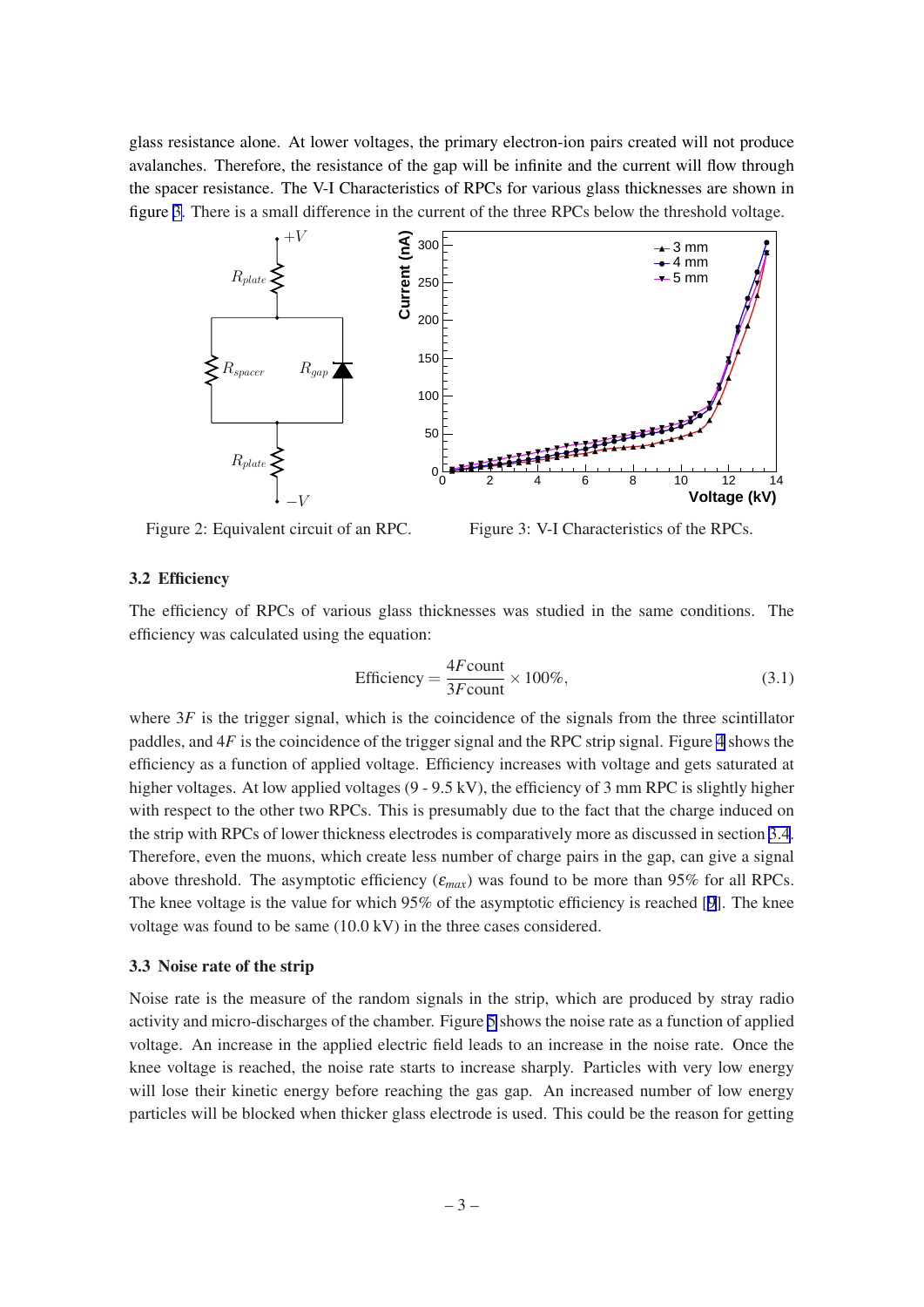glass resistance alone. At lower voltages, the primary electron-ion pairs created will not produce avalanches. Therefore, the resistance of the gap will be infinite and the current will flow through the spacer resistance. The V-I Characteristics of RPCs for various glass thicknesses are shown in figure 3. There is a small difference in the current of the three RPCs below the threshold voltage.

Figure 2: Equivalent circuit of an RPC.

Figure 3: V-I Characteristics of the RPCs.

### 3.2 Efficiency

The efficiency of RPCs of various glass thicknesses was studied in the same conditions. The efficiency was calculated using the equation:

$$\text{Efficiency} = \frac{4F\text{count}}{3F\text{count}} \times 100\%, \tag{3.1}$$

where $3F$ is the trigger signal, which is the coincidence of the signals from the three scintillator paddles, and $4F$ is the coincidence of the trigger signal and the RPC strip signal. Figure 4 shows the efficiency as a function of applied voltage. Efficiency increases with voltage and gets saturated at higher voltages. At low applied voltages (9 - 9.5 kV), the efficiency of 3 mm RPC is slightly higher with respect to the other two RPCs. This is presumably due to the fact that the charge induced on the strip with RPCs of lower thickness electrodes is comparatively more as discussed in section 3.4. Therefore, even the muons, which create less number of charge pairs in the gap, can give a signal above threshold. The asymptotic efficiency ($\varepsilon_{max}$) was found to be more than 95% for all RPCs. The knee voltage is the value for which 95% of the asymptotic efficiency is reached [9]. The knee voltage was found to be same (10.0 kV) in the three cases considered.

### 3.3 Noise rate of the strip

Noise rate is the measure of the random signals in the strip, which are produced by stray radio activity and micro-discharges of the chamber. Figure 5 shows the noise rate as a function of applied voltage. An increase in the applied electric field leads to an increase in the noise rate. Once the knee voltage is reached, the noise rate starts to increase sharply. Particles with very low energy will lose their kinetic energy before reaching the gas gap. An increased number of low energy particles will be blocked when thicker glass electrode is used. This could be the reason for getting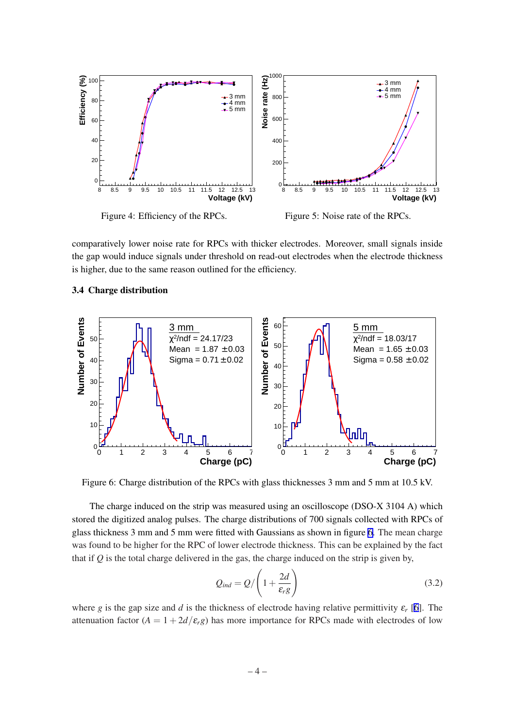Figure 4: Efficiency of the RPCs.

Figure 5: Noise rate of the RPCs.

comparatively lower noise rate for RPCs with thicker electrodes. Moreover, small signals inside the gap would induce signals under threshold on read-out electrodes when the electrode thickness is higher, due to the same reason outlined for the efficiency.

### 3.4 Charge distribution

Figure 6: Charge distribution of the RPCs with glass thicknesses 3 mm and 5 mm at 10.5 kV.

The charge induced on the strip was measured using an oscilloscope (DSO-X 3104 A) which stored the digitized analog pulses. The charge distributions of 700 signals collected with RPCs of glass thickness 3 mm and 5 mm were fitted with Gaussians as shown in figure 6. The mean charge was found to be higher for the RPC of lower electrode thickness. This can be explained by the fact that if $Q$ is the total charge delivered in the gas, the charge induced on the strip is given by,

$$Q_{ind} = Q/\left(1 + \frac{2d}{\varepsilon_r g}\right) \tag{3.2}$$

where $g$ is the gap size and $d$ is the thickness of electrode having relative permittivity $\varepsilon_r$ [6]. The attenuation factor ($A = 1 + 2d/\varepsilon_r g$) has more importance for RPCs made with electrodes of low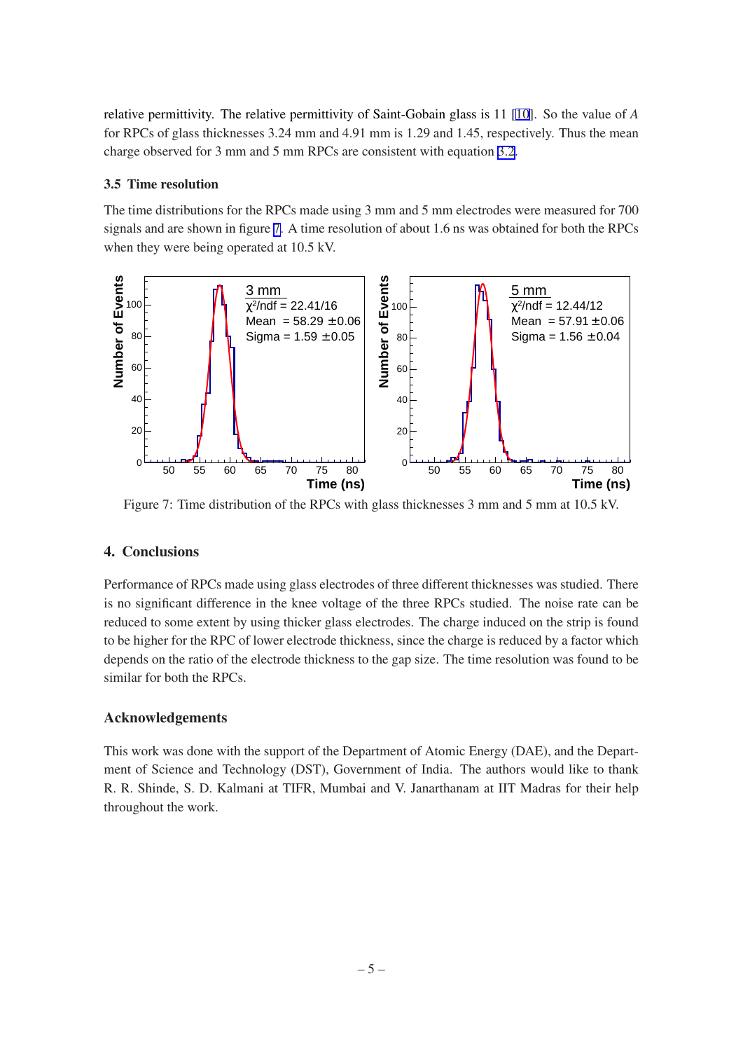relative permittivity. The relative permittivity of Saint-Gobain glass is 11 [10]. So the value of $A$ for RPCs of glass thicknesses 3.24 mm and 4.91 mm is 1.29 and 1.45, respectively. Thus the mean charge observed for 3 mm and 5 mm RPCs are consistent with equation 3.2.

### 3.5 Time resolution

The time distributions for the RPCs made using 3 mm and 5 mm electrodes were measured for 700 signals and are shown in figure 7. A time resolution of about 1.6 ns was obtained for both the RPCs when they were being operated at 10.5 kV.

Figure 7: Time distribution of the RPCs with glass thicknesses 3 mm and 5 mm at 10.5 kV.

## 4. Conclusions

Performance of RPCs made using glass electrodes of three different thicknesses was studied. There is no significant difference in the knee voltage of the three RPCs studied. The noise rate can be reduced to some extent by using thicker glass electrodes. The charge induced on the strip is found to be higher for the RPC of lower electrode thickness, since the charge is reduced by a factor which depends on the ratio of the electrode thickness to the gap size. The time resolution was found to be similar for both the RPCs.

## Acknowledgements

This work was done with the support of the Department of Atomic Energy (DAE), and the Department of Science and Technology (DST), Government of India. The authors would like to thank R. R. Shinde, S. D. Kalmani at TIFR, Mumbai and V. Janarthanam at IIT Madras for their help throughout the work.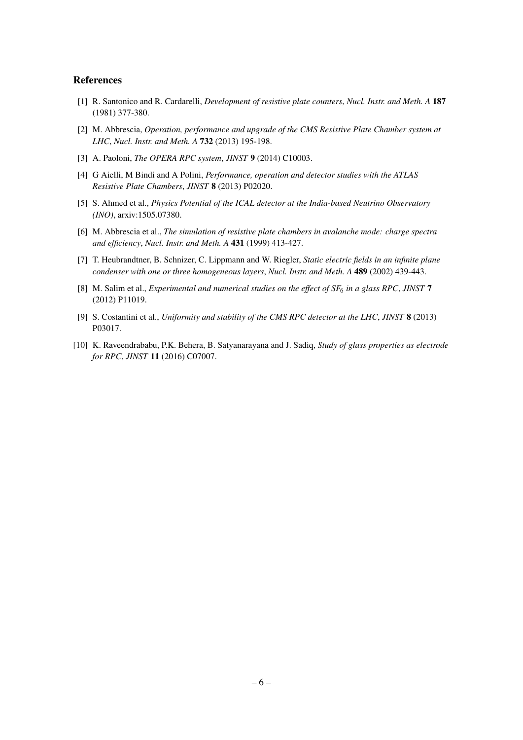## References

[1] R. Santonico and R. Cardarelli, *Development of resistive plate counters*, *Nucl. Instr. and Meth. A* **187** (1981) 377-380.

[2] M. Abbrescia, *Operation, performance and upgrade of the CMS Resistive Plate Chamber system at LHC*, *Nucl. Instr. and Meth. A* **732** (2013) 195-198.

[3] A. Paoloni, *The OPERA RPC system*, *JINST* **9** (2014) C10003.

[4] G Aielli, M Bindi and A Polini, *Performance, operation and detector studies with the ATLAS Resistive Plate Chambers*, *JINST* **8** (2013) P02020.

[5] S. Ahmed et al., *Physics Potential of the ICAL detector at the India-based Neutrino Observatory (INO)*, arxiv:1505.07380.

[6] M. Abbrescia et al., *The simulation of resistive plate chambers in avalanche mode: charge spectra and efficiency*, *Nucl. Instr. and Meth. A* **431** (1999) 413-427.

[7] T. Heubrandtner, B. Schnizer, C. Lippmann and W. Riegler, *Static electric fields in an infinite plane condenser with one or three homogeneous layers*, *Nucl. Instr. and Meth. A* **489** (2002) 439-443.

[8] M. Salim et al., *Experimental and numerical studies on the effect of $SF_6$ in a glass RPC*, *JINST* **7** (2012) P11019.

[9] S. Costantini et al., *Uniformity and stability of the CMS RPC detector at the LHC*, *JINST* **8** (2013) P03017.

[10] K. Raveendrababu, P.K. Behera, B. Satyanarayana and J. Sadiq, *Study of glass properties as electrode for RPC*, *JINST* **11** (2016) C07007.